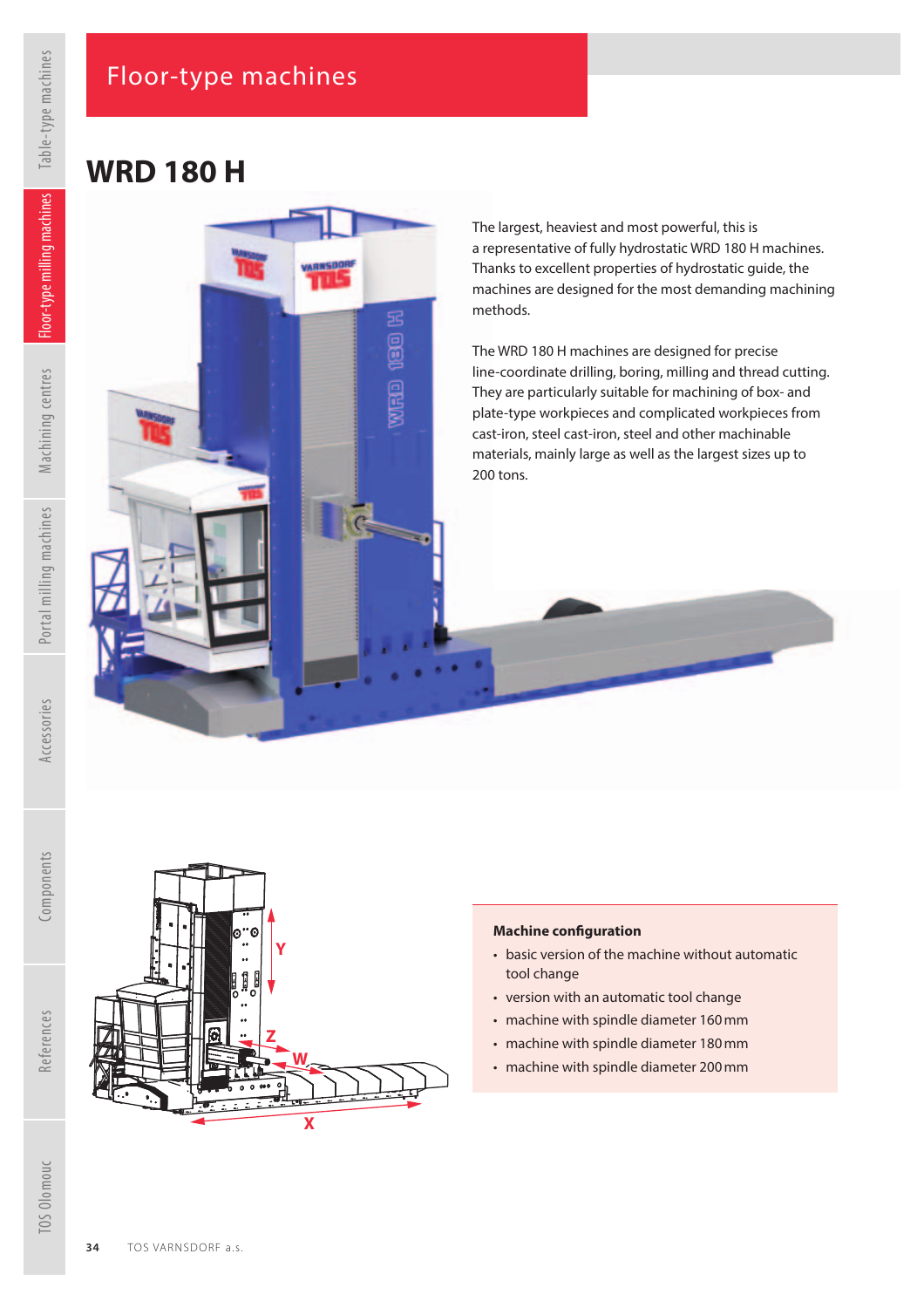# Floor-type machines

## WRD 180 H

The largest, heaviest and most powerful, this is a representative of fully hydrostatic WRD 180 H machines. Thanks to excellent properties of hydrostatic guide, the machines are designed for the most demanding machining methods.

The WRD 180 H machines are designed for precise line-coordinate drilling, boring, milling and thread cutting. They are particularly suitable for machining of box- and plate-type workpieces and complicated workpieces from cast-iron, steel cast-iron, steel and other machinable materials, mainly large as well as the largest sizes up to 200 tons.

### Machine configuration

- basic version of the machine without automatic tool change
- version with an automatic tool change
- machine with spindle diameter 160 mm
- machine with spindle diameter 180 mm
- machine with spindle diameter 200 mm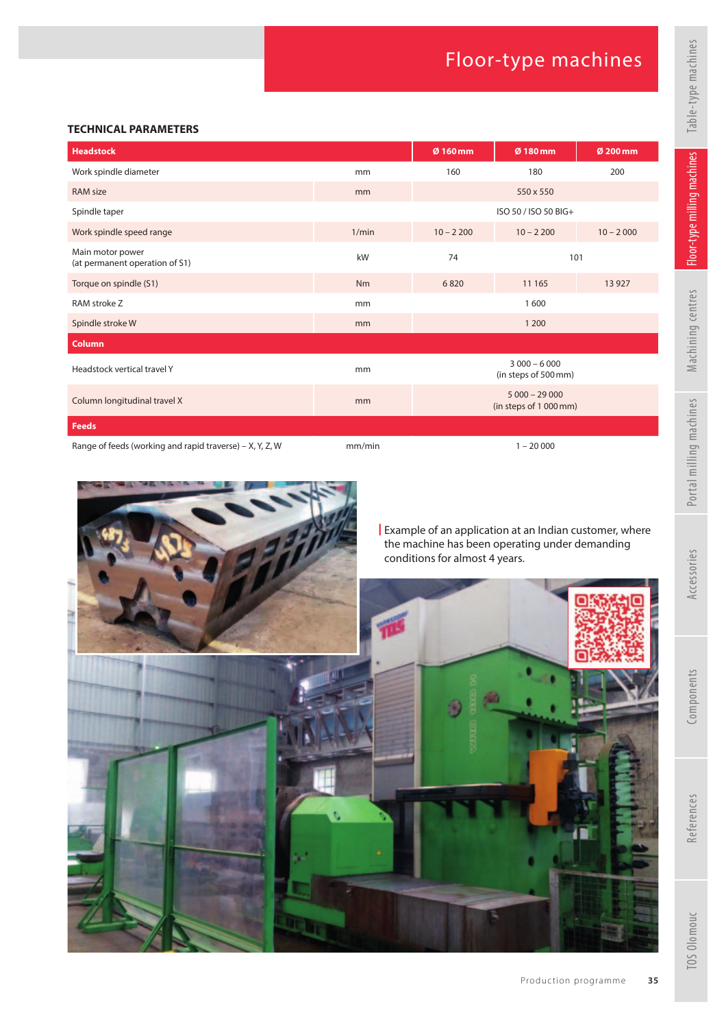# Floor-type machines

## TECHNICAL PARAMETERS

| Headstock | | Ø 160 mm | Ø 180 mm | Ø 200 mm |
|---|---|---|---|---|
| Work spindle diameter | mm | 160 | 180 | 200 |
| RAM size | mm | 550 x 550 | | |
| Spindle taper | | ISO 50 / ISO 50 BIG+ | | |
| Work spindle speed range | 1/min | 10 – 2 200 | 10 – 2 200 | 10 – 2 000 |
| Main motor power (at permanent operation of S1) | kW | 74 | 101 | |
| Torque on spindle (S1) | Nm | 6 820 | 11 165 | 13 927 |
| RAM stroke Z | mm | 1 600 | | |
| Spindle stroke W | mm | 1 200 | | |
| **Column** | | | | |
| Headstock vertical travel Y | mm | 3 000 – 6 000 (in steps of 500 mm) | | |
| Column longitudinal travel X | mm | 5 000 – 29 000 (in steps of 1 000 mm) | | |
| **Feeds** | | | | |
| Range of feeds (working and rapid traverse) – X, Y, Z, W | mm/min | 1 – 20 000 | | |

Example of an application at an Indian customer, where the machine has been operating under demanding conditions for almost 4 years.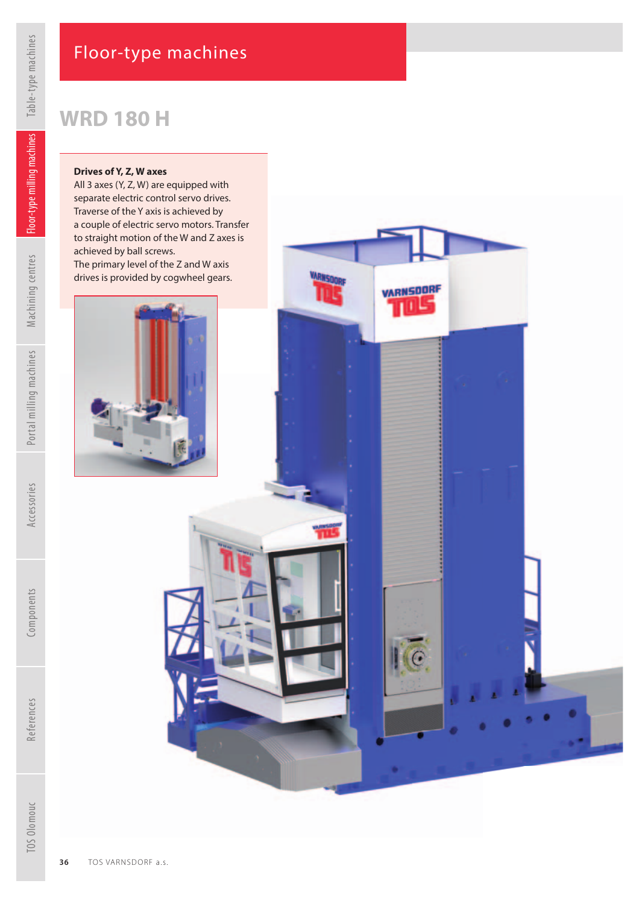# Floor-type machines

## WRD 180 H

**Drives of Y, Z, W axes**

All 3 axes (Y, Z, W) are equipped with separate electric control servo drives. Traverse of the Y axis is achieved by a couple of electric servo motors. Transfer to straight motion of the W and Z axes is achieved by ball screws.

The primary level of the Z and W axis drives is provided by cogwheel gears.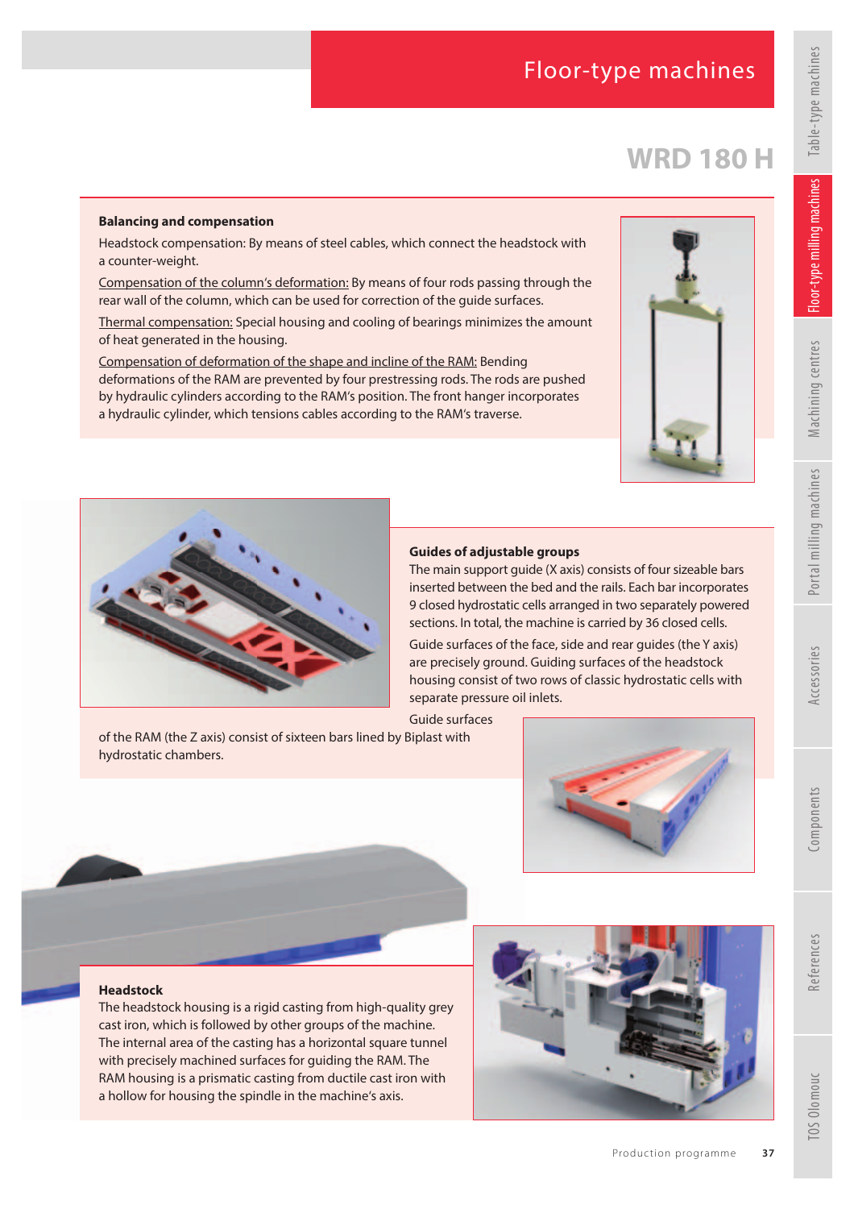# Floor-type machines

## WRD 180 H

### Balancing and compensation

Headstock compensation: By means of steel cables, which connect the headstock with a counter-weight.

Compensation of the column's deformation: By means of four rods passing through the rear wall of the column, which can be used for correction of the guide surfaces.

Thermal compensation: Special housing and cooling of bearings minimizes the amount of heat generated in the housing.

Compensation of deformation of the shape and incline of the RAM: Bending deformations of the RAM are prevented by four prestressing rods. The rods are pushed by hydraulic cylinders according to the RAM's position. The front hanger incorporates a hydraulic cylinder, which tensions cables according to the RAM's traverse.

### Guides of adjustable groups

The main support guide (X axis) consists of four sizeable bars inserted between the bed and the rails. Each bar incorporates 9 closed hydrostatic cells arranged in two separately powered sections. In total, the machine is carried by 36 closed cells.

Guide surfaces of the face, side and rear guides (the Y axis) are precisely ground. Guiding surfaces of the headstock housing consist of two rows of classic hydrostatic cells with separate pressure oil inlets.

Guide surfaces of the RAM (the Z axis) consist of sixteen bars lined by Biplast with hydrostatic chambers.

### Headstock

The headstock housing is a rigid casting from high-quality grey cast iron, which is followed by other groups of the machine. The internal area of the casting has a horizontal square tunnel with precisely machined surfaces for guiding the RAM. The RAM housing is a prismatic casting from ductile cast iron with a hollow for housing the spindle in the machine's axis.